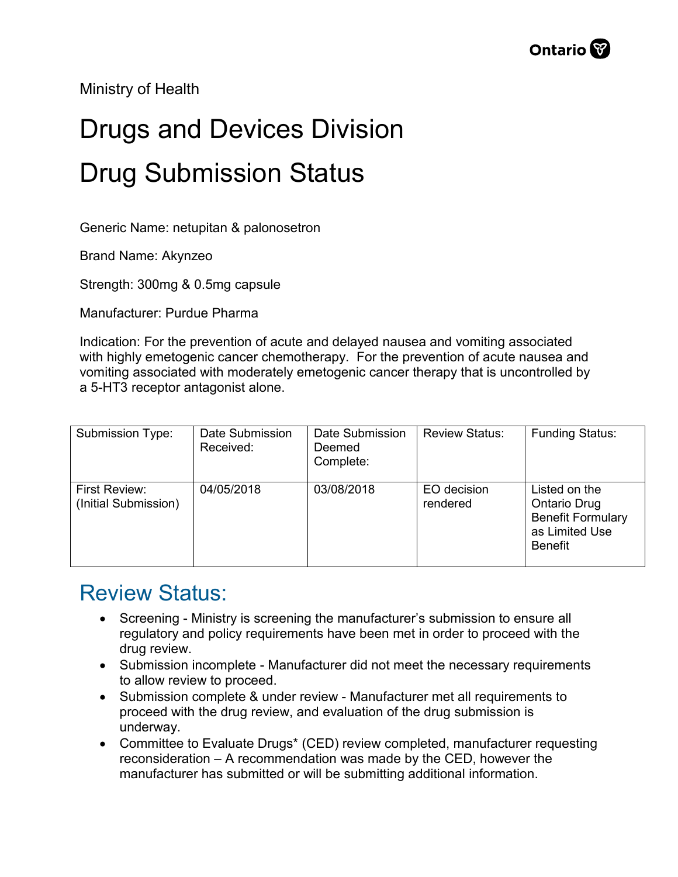Ministry of Health

# Drugs and Devices Division

# Drug Submission Status

Generic Name: netupitan & palonosetron

Brand Name: Akynzeo

Strength: 300mg & 0.5mg capsule

Manufacturer: Purdue Pharma

Indication: For the prevention of acute and delayed nausea and vomiting associated with highly emetogenic cancer chemotherapy. For the prevention of acute nausea and vomiting associated with moderately emetogenic cancer therapy that is uncontrolled by a 5-HT3 receptor antagonist alone.

| Submission Type: | Date Submission Received: | Date Submission Deemed Complete: | Review Status: | Funding Status: |
|---|---|---|---|---|
| First Review: (Initial Submission) | 04/05/2018 | 03/08/2018 | EO decision rendered | Listed on the Ontario Drug Benefit Formulary as Limited Use Benefit |

## Review Status:

- Screening - Ministry is screening the manufacturer's submission to ensure all regulatory and policy requirements have been met in order to proceed with the drug review.
- Submission incomplete - Manufacturer did not meet the necessary requirements to allow review to proceed.
- Submission complete & under review - Manufacturer met all requirements to proceed with the drug review, and evaluation of the drug submission is underway.
- Committee to Evaluate Drugs* (CED) review completed, manufacturer requesting reconsideration – A recommendation was made by the CED, however the manufacturer has submitted or will be submitting additional information.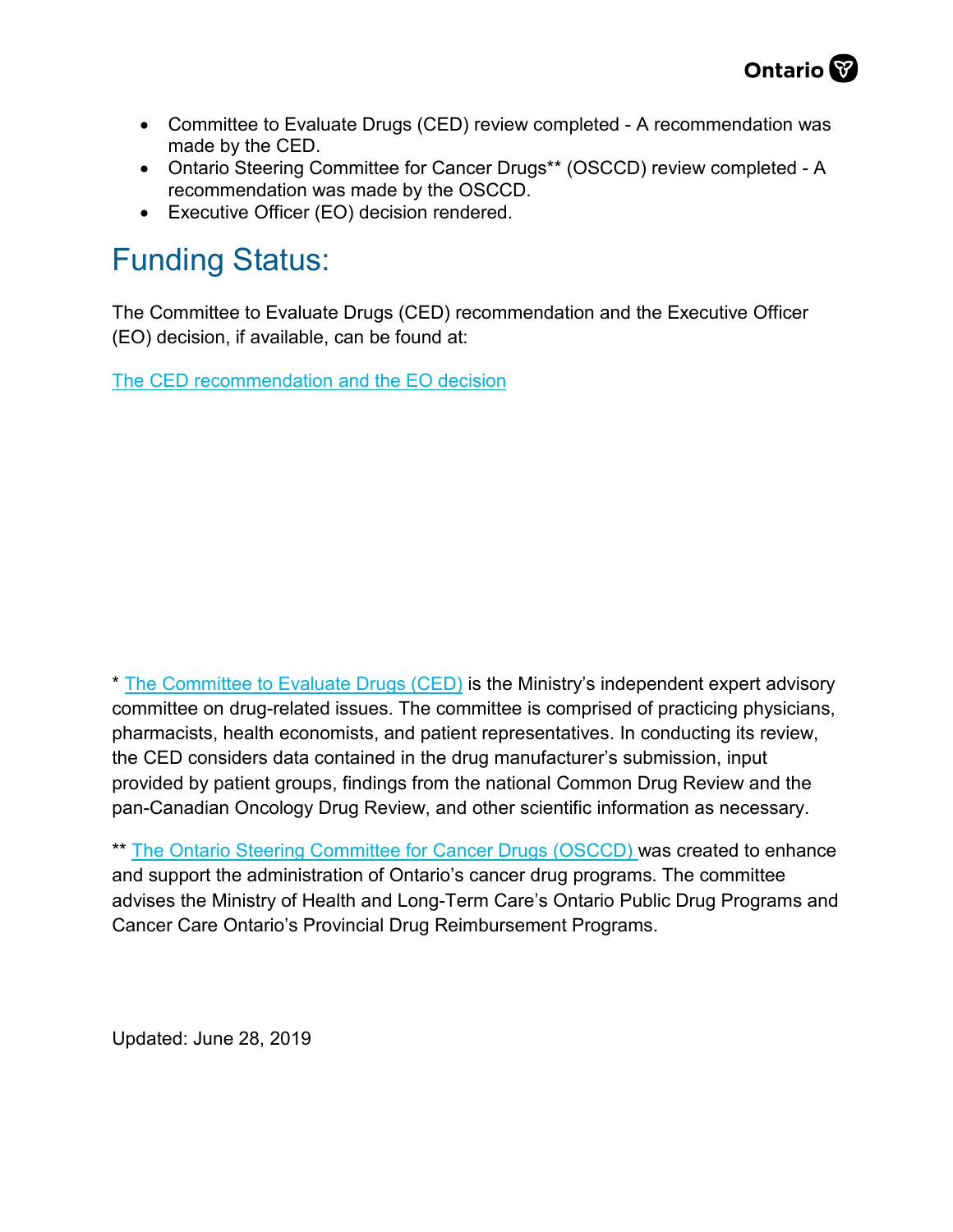- Committee to Evaluate Drugs (CED) review completed - A recommendation was made by the CED.
- Ontario Steering Committee for Cancer Drugs** (OSCCD) review completed - A recommendation was made by the OSCCD.
- Executive Officer (EO) decision rendered.

## Funding Status:

The Committee to Evaluate Drugs (CED) recommendation and the Executive Officer (EO) decision, if available, can be found at:

[The CED recommendation and the EO decision]()

* [The Committee to Evaluate Drugs (CED)]() is the Ministry's independent expert advisory committee on drug-related issues. The committee is comprised of practicing physicians, pharmacists, health economists, and patient representatives. In conducting its review, the CED considers data contained in the drug manufacturer's submission, input provided by patient groups, findings from the national Common Drug Review and the pan-Canadian Oncology Drug Review, and other scientific information as necessary.

** [The Ontario Steering Committee for Cancer Drugs (OSCCD)]() was created to enhance and support the administration of Ontario's cancer drug programs. The committee advises the Ministry of Health and Long-Term Care's Ontario Public Drug Programs and Cancer Care Ontario's Provincial Drug Reimbursement Programs.

Updated: June 28, 2019